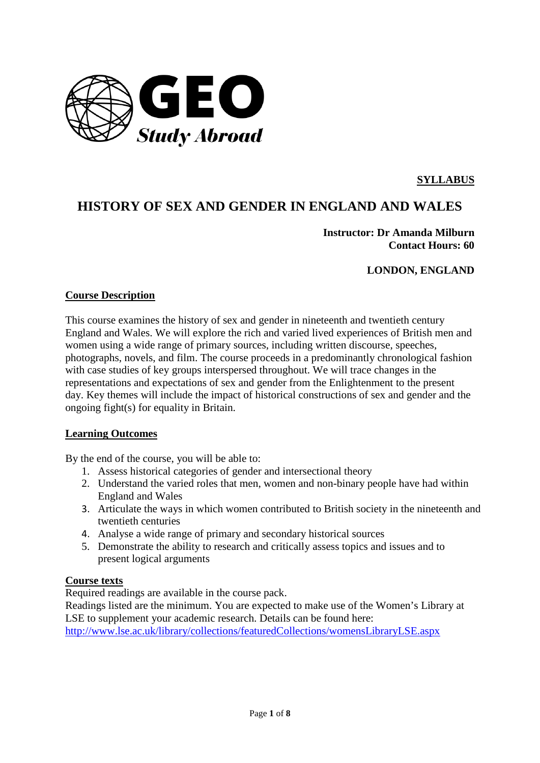GEO *Study Abroad*

**SYLLABUS**

# HISTORY OF SEX AND GENDER IN ENGLAND AND WALES

**Instructor: Dr Amanda Milburn**
**Contact Hours: 60**

**LONDON, ENGLAND**

## Course Description

This course examines the history of sex and gender in nineteenth and twentieth century England and Wales. We will explore the rich and varied lived experiences of British men and women using a wide range of primary sources, including written discourse, speeches, photographs, novels, and film. The course proceeds in a predominantly chronological fashion with case studies of key groups interspersed throughout. We will trace changes in the representations and expectations of sex and gender from the Enlightenment to the present day. Key themes will include the impact of historical constructions of sex and gender and the ongoing fight(s) for equality in Britain.

## Learning Outcomes

By the end of the course, you will be able to:

1. Assess historical categories of gender and intersectional theory
2. Understand the varied roles that men, women and non-binary people have had within England and Wales
3. Articulate the ways in which women contributed to British society in the nineteenth and twentieth centuries
4. Analyse a wide range of primary and secondary historical sources
5. Demonstrate the ability to research and critically assess topics and issues and to present logical arguments

## Course texts

Required readings are available in the course pack.
Readings listed are the minimum. You are expected to make use of the Women's Library at LSE to supplement your academic research. Details can be found here:
http://www.lse.ac.uk/library/collections/featuredCollections/womensLibraryLSE.aspx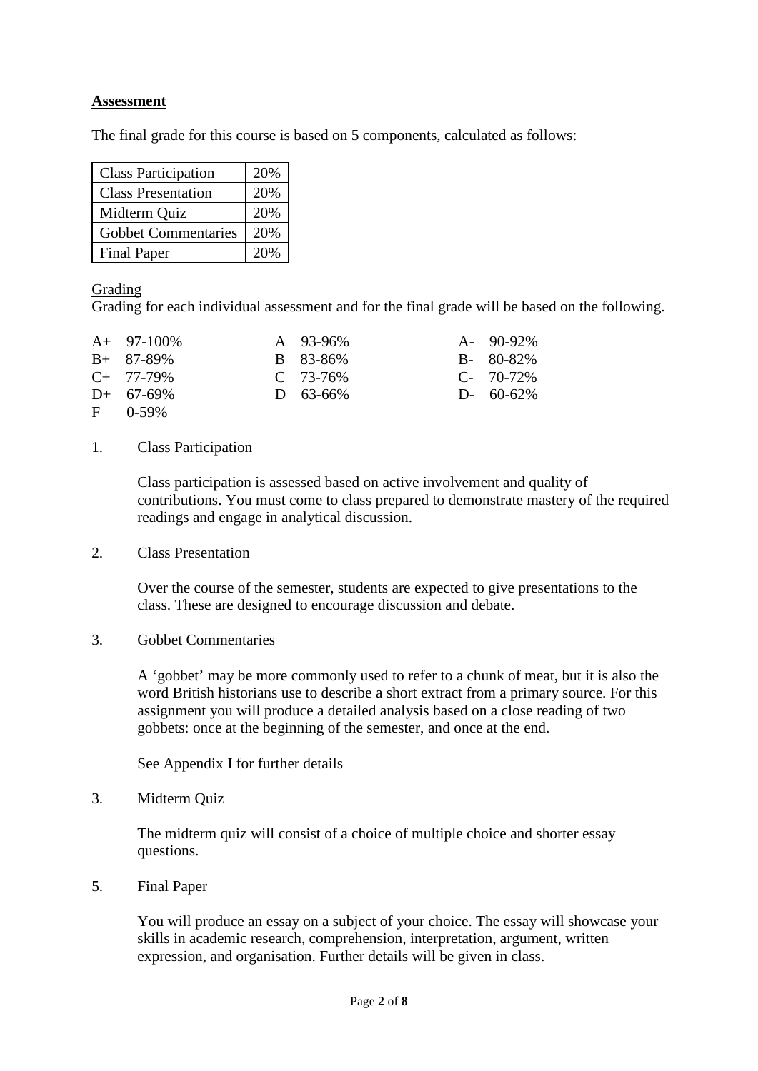**Assessment**

The final grade for this course is based on 5 components, calculated as follows:

| Class Participation | 20% |
|---|---|
| Class Presentation | 20% |
| Midterm Quiz | 20% |
| Gobbet Commentaries | 20% |
| Final Paper | 20% |

Grading

Grading for each individual assessment and for the final grade will be based on the following.

| | | |
|---|---|---|
| A+ 97-100% | A 93-96% | A- 90-92% |
| B+ 87-89% | B 83-86% | B- 80-82% |
| C+ 77-79% | C 73-76% | C- 70-72% |
| D+ 67-69% | D 63-66% | D- 60-62% |
| F 0-59% | | |

1. Class Participation

   Class participation is assessed based on active involvement and quality of contributions. You must come to class prepared to demonstrate mastery of the required readings and engage in analytical discussion.

2. Class Presentation

   Over the course of the semester, students are expected to give presentations to the class. These are designed to encourage discussion and debate.

3. Gobbet Commentaries

   A 'gobbet' may be more commonly used to refer to a chunk of meat, but it is also the word British historians use to describe a short extract from a primary source. For this assignment you will produce a detailed analysis based on a close reading of two gobbets: once at the beginning of the semester, and once at the end.

   See Appendix I for further details

3. Midterm Quiz

   The midterm quiz will consist of a choice of multiple choice and shorter essay questions.

5. Final Paper

   You will produce an essay on a subject of your choice. The essay will showcase your skills in academic research, comprehension, interpretation, argument, written expression, and organisation. Further details will be given in class.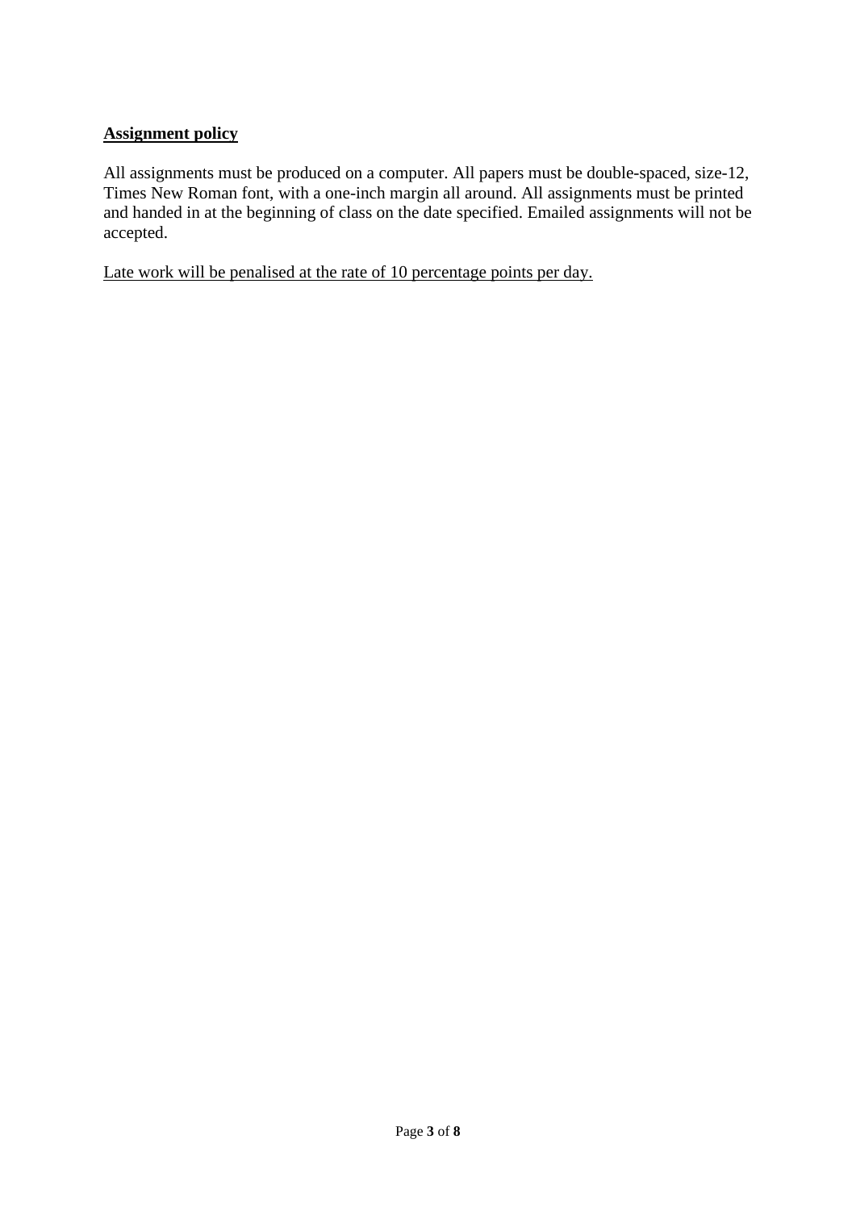**Assignment policy**

All assignments must be produced on a computer. All papers must be double-spaced, size-12, Times New Roman font, with a one-inch margin all around. All assignments must be printed and handed in at the beginning of class on the date specified. Emailed assignments will not be accepted.

Late work will be penalised at the rate of 10 percentage points per day.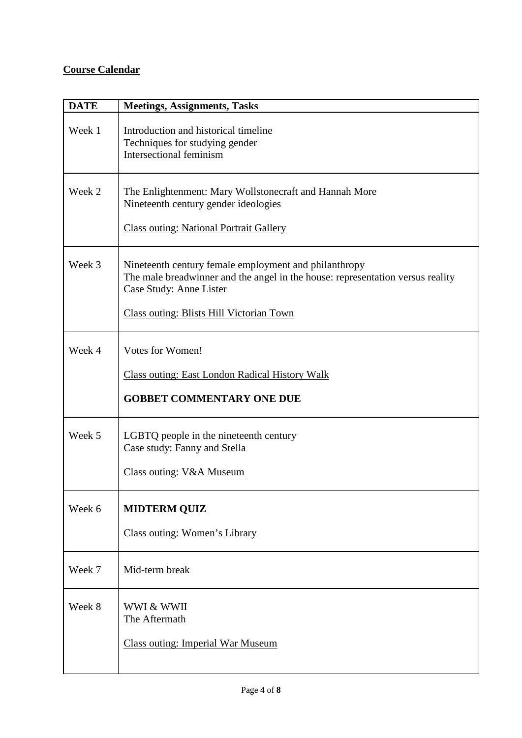**Course Calendar**

| **DATE** | **Meetings, Assignments, Tasks** |
| --- | --- |
| Week 1 | Introduction and historical timeline<br>Techniques for studying gender<br>Intersectional feminism |
| Week 2 | The Enlightenment: Mary Wollstonecraft and Hannah More<br>Nineteenth century gender ideologies<br><br><u>Class outing: National Portrait Gallery</u> |
| Week 3 | Nineteenth century female employment and philanthropy<br>The male breadwinner and the angel in the house: representation versus reality<br>Case Study: Anne Lister<br><br><u>Class outing: Blists Hill Victorian Town</u> |
| Week 4 | Votes for Women!<br><br><u>Class outing: East London Radical History Walk</u><br><br>**GOBBET COMMENTARY ONE DUE** |
| Week 5 | LGBTQ people in the nineteenth century<br>Case study: Fanny and Stella<br><br><u>Class outing: V&A Museum</u> |
| Week 6 | **MIDTERM QUIZ**<br><br><u>Class outing: Women's Library</u> |
| Week 7 | Mid-term break |
| Week 8 | WWI & WWII<br>The Aftermath<br><br><u>Class outing: Imperial War Museum</u> |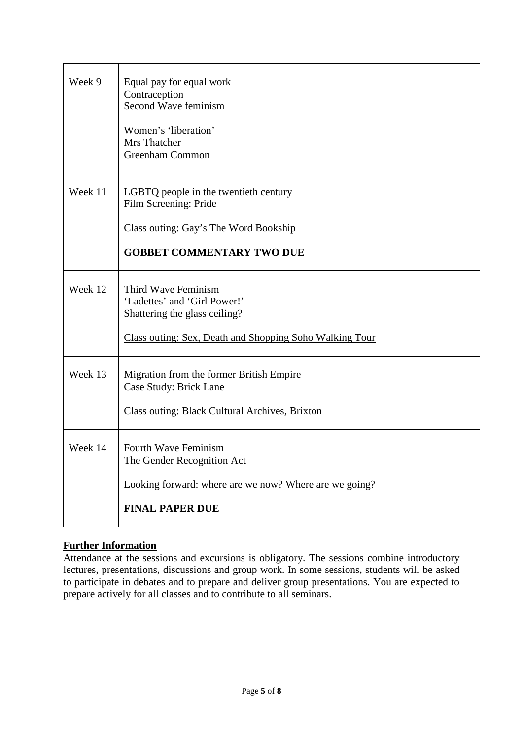| | |
|---|---|
| Week 9 | Equal pay for equal work<br>Contraception<br>Second Wave feminism<br><br>Women's 'liberation'<br>Mrs Thatcher<br>Greenham Common |
| Week 11 | LGBTQ people in the twentieth century<br>Film Screening: Pride<br><br><u>Class outing: Gay's The Word Bookship</u><br><br>**GOBBET COMMENTARY TWO DUE** |
| Week 12 | Third Wave Feminism<br>'Ladettes' and 'Girl Power!'<br>Shattering the glass ceiling?<br><br><u>Class outing: Sex, Death and Shopping Soho Walking Tour</u> |
| Week 13 | Migration from the former British Empire<br>Case Study: Brick Lane<br><br><u>Class outing: Black Cultural Archives, Brixton</u> |
| Week 14 | Fourth Wave Feminism<br>The Gender Recognition Act<br><br>Looking forward: where are we now? Where are we going?<br><br>**FINAL PAPER DUE** |

**<u>Further Information</u>**

Attendance at the sessions and excursions is obligatory. The sessions combine introductory lectures, presentations, discussions and group work. In some sessions, students will be asked to participate in debates and to prepare and deliver group presentations. You are expected to prepare actively for all classes and to contribute to all seminars.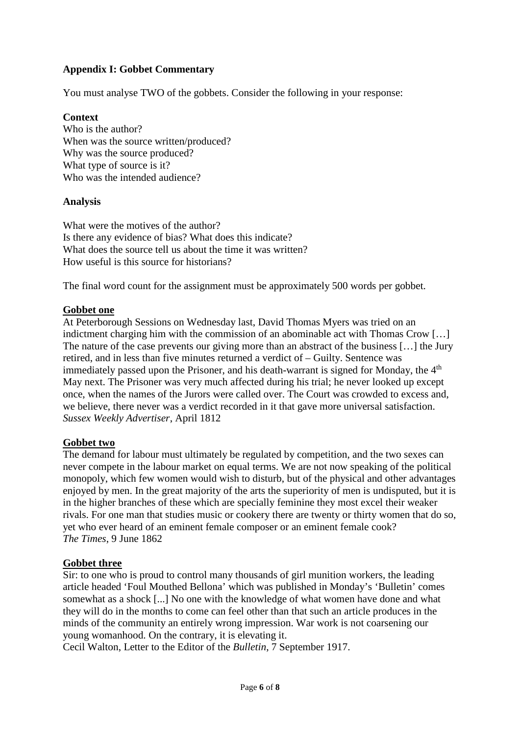**Appendix I: Gobbet Commentary**

You must analyse TWO of the gobbets. Consider the following in your response:

**Context**

Who is the author?
When was the source written/produced?
Why was the source produced?
What type of source is it?
Who was the intended audience?

**Analysis**

What were the motives of the author?
Is there any evidence of bias? What does this indicate?
What does the source tell us about the time it was written?
How useful is this source for historians?

The final word count for the assignment must be approximately 500 words per gobbet.

**Gobbet one**

At Peterborough Sessions on Wednesday last, David Thomas Myers was tried on an indictment charging him with the commission of an abominable act with Thomas Crow […] The nature of the case prevents our giving more than an abstract of the business […] the Jury retired, and in less than five minutes returned a verdict of – Guilty. Sentence was immediately passed upon the Prisoner, and his death-warrant is signed for Monday, the 4th May next. The Prisoner was very much affected during his trial; he never looked up except once, when the names of the Jurors were called over. The Court was crowded to excess and, we believe, there never was a verdict recorded in it that gave more universal satisfaction.
*Sussex Weekly Advertiser*, April 1812

**Gobbet two**

The demand for labour must ultimately be regulated by competition, and the two sexes can never compete in the labour market on equal terms. We are not now speaking of the political monopoly, which few women would wish to disturb, but of the physical and other advantages enjoyed by men. In the great majority of the arts the superiority of men is undisputed, but it is in the higher branches of these which are specially feminine they most excel their weaker rivals. For one man that studies music or cookery there are twenty or thirty women that do so, yet who ever heard of an eminent female composer or an eminent female cook?
*The Times*, 9 June 1862

**Gobbet three**

Sir: to one who is proud to control many thousands of girl munition workers, the leading article headed 'Foul Mouthed Bellona' which was published in Monday's 'Bulletin' comes somewhat as a shock [...] No one with the knowledge of what women have done and what they will do in the months to come can feel other than that such an article produces in the minds of the community an entirely wrong impression. War work is not coarsening our young womanhood. On the contrary, it is elevating it.
Cecil Walton, Letter to the Editor of the *Bulletin*, 7 September 1917.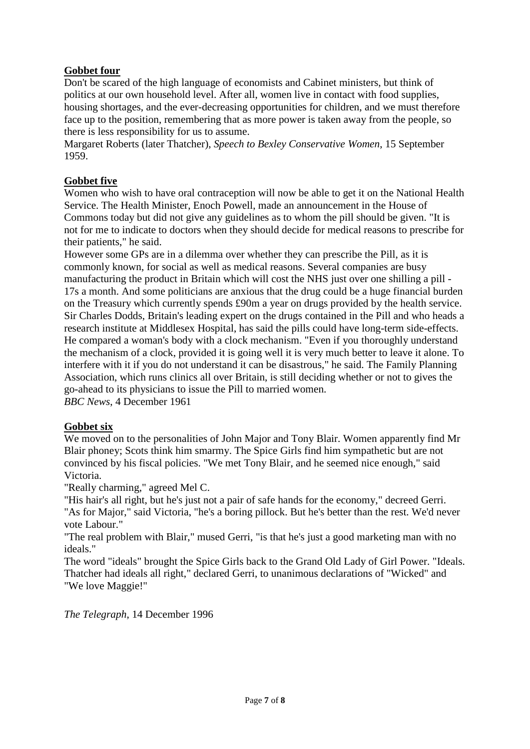**Gobbet four**

Don't be scared of the high language of economists and Cabinet ministers, but think of politics at our own household level. After all, women live in contact with food supplies, housing shortages, and the ever-decreasing opportunities for children, and we must therefore face up to the position, remembering that as more power is taken away from the people, so there is less responsibility for us to assume.

Margaret Roberts (later Thatcher), *Speech to Bexley Conservative Women*, 15 September 1959.

**Gobbet five**

Women who wish to have oral contraception will now be able to get it on the National Health Service. The Health Minister, Enoch Powell, made an announcement in the House of Commons today but did not give any guidelines as to whom the pill should be given. "It is not for me to indicate to doctors when they should decide for medical reasons to prescribe for their patients," he said.

However some GPs are in a dilemma over whether they can prescribe the Pill, as it is commonly known, for social as well as medical reasons. Several companies are busy manufacturing the product in Britain which will cost the NHS just over one shilling a pill - 17s a month. And some politicians are anxious that the drug could be a huge financial burden on the Treasury which currently spends £90m a year on drugs provided by the health service. Sir Charles Dodds, Britain's leading expert on the drugs contained in the Pill and who heads a research institute at Middlesex Hospital, has said the pills could have long-term side-effects. He compared a woman's body with a clock mechanism. "Even if you thoroughly understand the mechanism of a clock, provided it is going well it is very much better to leave it alone. To interfere with it if you do not understand it can be disastrous," he said. The Family Planning Association, which runs clinics all over Britain, is still deciding whether or not to gives the go-ahead to its physicians to issue the Pill to married women.

*BBC News*, 4 December 1961

**Gobbet six**

We moved on to the personalities of John Major and Tony Blair. Women apparently find Mr Blair phoney; Scots think him smarmy. The Spice Girls find him sympathetic but are not convinced by his fiscal policies. "We met Tony Blair, and he seemed nice enough," said Victoria.

"Really charming," agreed Mel C.

"His hair's all right, but he's just not a pair of safe hands for the economy," decreed Gerri.

"As for Major," said Victoria, "he's a boring pillock. But he's better than the rest. We'd never vote Labour."

"The real problem with Blair," mused Gerri, "is that he's just a good marketing man with no ideals."

The word "ideals" brought the Spice Girls back to the Grand Old Lady of Girl Power. "Ideals. Thatcher had ideals all right," declared Gerri, to unanimous declarations of "Wicked" and "We love Maggie!"

*The Telegraph*, 14 December 1996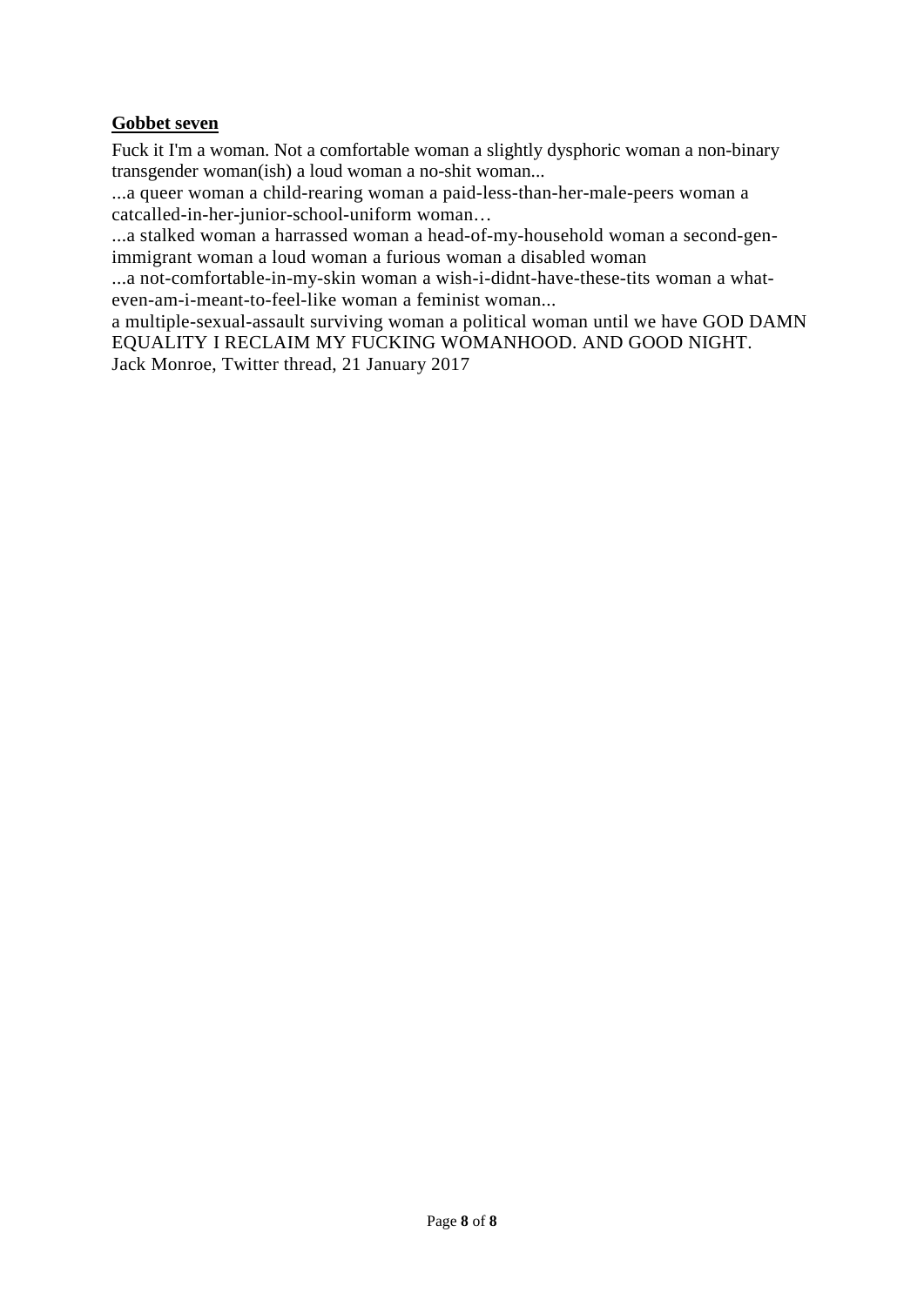**Gobbet seven**

Fuck it I'm a woman. Not a comfortable woman a slightly dysphoric woman a non-binary transgender woman(ish) a loud woman a no-shit woman...

...a queer woman a child-rearing woman a paid-less-than-her-male-peers woman a catcalled-in-her-junior-school-uniform woman…

...a stalked woman a harrassed woman a head-of-my-household woman a second-gen-immigrant woman a loud woman a furious woman a disabled woman

...a not-comfortable-in-my-skin woman a wish-i-didnt-have-these-tits woman a what-even-am-i-meant-to-feel-like woman a feminist woman...

a multiple-sexual-assault surviving woman a political woman until we have GOD DAMN EQUALITY I RECLAIM MY FUCKING WOMANHOOD. AND GOOD NIGHT.

Jack Monroe, Twitter thread, 21 January 2017